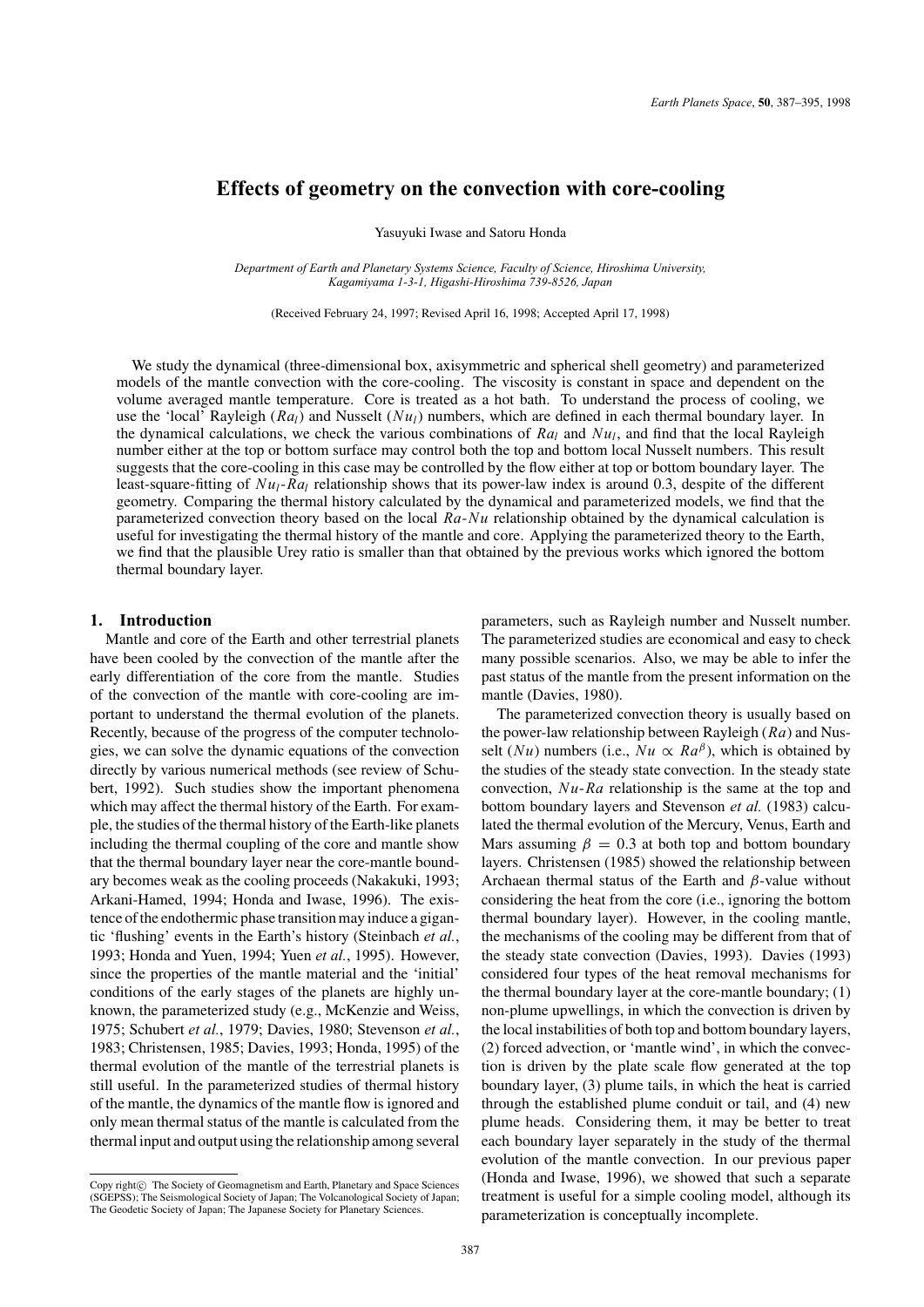# Effects of geometry on the convection with core-cooling

Yasuyuki Iwase and Satoru Honda

*Department of Earth and Planetary Systems Science, Faculty of Science, Hiroshima University, Kagamiyama 1-3-1, Higashi-Hiroshima 739-8526, Japan*

(Received February 24, 1997; Revised April 16, 1998; Accepted April 17, 1998)

We study the dynamical (three-dimensional box, axisymmetric and spherical shell geometry) and parameterized models of the mantle convection with the core-cooling. The viscosity is constant in space and dependent on the volume averaged mantle temperature. Core is treated as a hot bath. To understand the process of cooling, we use the 'local' Rayleigh ($Ra_l$) and Nusselt ($Nu_l$) numbers, which are defined in each thermal boundary layer. In the dynamical calculations, we check the various combinations of $Ra_l$ and $Nu_l$, and find that the local Rayleigh number either at the top or bottom surface may control both the top and bottom local Nusselt numbers. This result suggests that the core-cooling in this case may be controlled by the flow either at top or bottom boundary layer. The least-square-fitting of $Nu_l$-$Ra_l$ relationship shows that its power-law index is around 0.3, despite of the different geometry. Comparing the thermal history calculated by the dynamical and parameterized models, we find that the parameterized convection theory based on the local $Ra$-$Nu$ relationship obtained by the dynamical calculation is useful for investigating the thermal history of the mantle and core. Applying the parameterized theory to the Earth, we find that the plausible Urey ratio is smaller than that obtained by the previous works which ignored the bottom thermal boundary layer.

## 1. Introduction

Mantle and core of the Earth and other terrestrial planets have been cooled by the convection of the mantle after the early differentiation of the core from the mantle. Studies of the convection of the mantle with core-cooling are important to understand the thermal evolution of the planets. Recently, because of the progress of the computer technologies, we can solve the dynamic equations of the convection directly by various numerical methods (see review of Schubert, 1992). Such studies show the important phenomena which may affect the thermal history of the Earth. For example, the studies of the thermal history of the Earth-like planets including the thermal coupling of the core and mantle show that the thermal boundary layer near the core-mantle boundary becomes weak as the cooling proceeds (Nakakuki, 1993; Arkani-Hamed, 1994; Honda and Iwase, 1996). The existence of the endothermic phase transition may induce a gigantic 'flushing' events in the Earth's history (Steinbach *et al.*, 1993; Honda and Yuen, 1994; Yuen *et al.*, 1995). However, since the properties of the mantle material and the 'initial' conditions of the early stages of the planets are highly unknown, the parameterized study (e.g., McKenzie and Weiss, 1975; Schubert *et al.*, 1979; Davies, 1980; Stevenson *et al.*, 1983; Christensen, 1985; Davies, 1993; Honda, 1995) of the thermal evolution of the mantle of the terrestrial planets is still useful. In the parameterized studies of thermal history of the mantle, the dynamics of the mantle flow is ignored and only mean thermal status of the mantle is calculated from the thermal input and output using the relationship among several parameters, such as Rayleigh number and Nusselt number. The parameterized studies are economical and easy to check many possible scenarios. Also, we may be able to infer the past status of the mantle from the present information on the mantle (Davies, 1980).

The parameterized convection theory is usually based on the power-law relationship between Rayleigh ($Ra$) and Nusselt ($Nu$) numbers (i.e., $Nu \propto Ra^{\beta}$), which is obtained by the studies of the steady state convection. In the steady state convection, $Nu$-$Ra$ relationship is the same at the top and bottom boundary layers and Stevenson *et al.* (1983) calculated the thermal evolution of the Mercury, Venus, Earth and Mars assuming $\beta = 0.3$ at both top and bottom boundary layers. Christensen (1985) showed the relationship between Archaean thermal status of the Earth and $\beta$-value without considering the heat from the core (i.e., ignoring the bottom thermal boundary layer). However, in the cooling mantle, the mechanisms of the cooling may be different from that of the steady state convection (Davies, 1993). Davies (1993) considered four types of the heat removal mechanisms for the thermal boundary layer at the core-mantle boundary; (1) non-plume upwellings, in which the convection is driven by the local instabilities of both top and bottom boundary layers, (2) forced advection, or 'mantle wind', in which the convection is driven by the plate scale flow generated at the top boundary layer, (3) plume tails, in which the heat is carried through the established plume conduit or tail, and (4) new plume heads. Considering them, it may be better to treat each boundary layer separately in the study of the thermal evolution of the mantle convection. In our previous paper (Honda and Iwase, 1996), we showed that such a separate treatment is useful for a simple cooling model, although its parameterization is conceptually incomplete.

Copy right© The Society of Geomagnetism and Earth, Planetary and Space Sciences (SGEPSS); The Seismological Society of Japan; The Volcanological Society of Japan; The Geodetic Society of Japan; The Japanese Society for Planetary Sciences.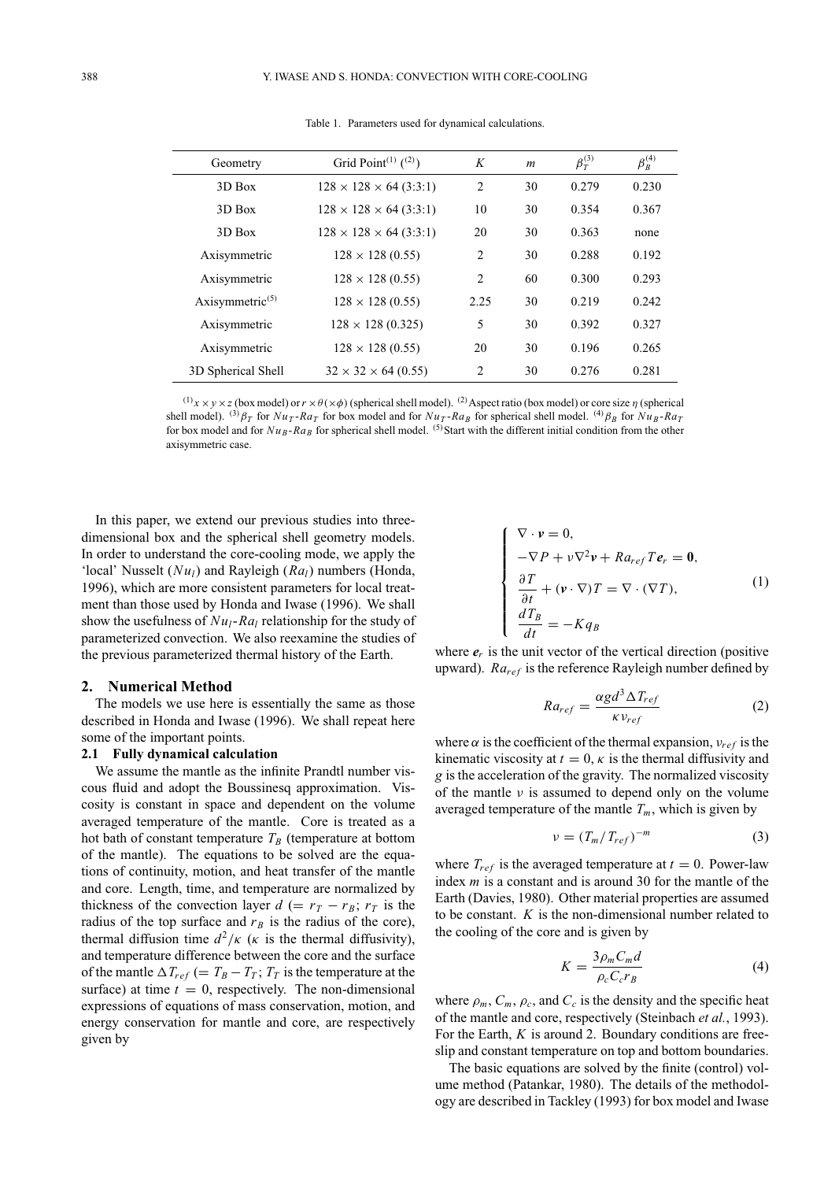Table 1. Parameters used for dynamical calculations.

| Geometry | Grid Point[(1)] ([(2)]) | $K$ | $m$ | $\beta_T^{(3)}$ | $\beta_B^{(4)}$ |
|---|---|---|---|---|---|
| 3D Box | $128 \times 128 \times 64$ (3:3:1) | 2 | 30 | 0.279 | 0.230 |
| 3D Box | $128 \times 128 \times 64$ (3:3:1) | 10 | 30 | 0.354 | 0.367 |
| 3D Box | $128 \times 128 \times 64$ (3:3:1) | 20 | 30 | 0.363 | none |
| Axisymmetric | $128 \times 128$ (0.55) | 2 | 30 | 0.288 | 0.192 |
| Axisymmetric | $128 \times 128$ (0.55) | 2 | 60 | 0.300 | 0.293 |
| Axisymmetric[(5)] | $128 \times 128$ (0.55) | 2.25 | 30 | 0.219 | 0.242 |
| Axisymmetric | $128 \times 128$ (0.325) | 5 | 30 | 0.392 | 0.327 |
| Axisymmetric | $128 \times 128$ (0.55) | 20 | 30 | 0.196 | 0.265 |
| 3D Spherical Shell | $32 \times 32 \times 64$ (0.55) | 2 | 30 | 0.276 | 0.281 |

[(1)] $x \times y \times z$ (box model) or $r \times \theta (\times \phi)$ (spherical shell model). [(2)] Aspect ratio (box model) or core size $\eta$ (spherical shell model). [(3)] $\beta_T$ for $Nu_T$-$Ra_T$ for box model and for $Nu_T$-$Ra_B$ for spherical shell model. [(4)] $\beta_B$ for $Nu_B$-$Ra_T$ for box model and for $Nu_B$-$Ra_B$ for spherical shell model. [(5)] Start with the different initial condition from the other axisymmetric case.

In this paper, we extend our previous studies into three-dimensional box and the spherical shell geometry models. In order to understand the core-cooling mode, we apply the 'local' Nusselt ($Nu_l$) and Rayleigh ($Ra_l$) numbers (Honda, 1996), which are more consistent parameters for local treatment than those used by Honda and Iwase (1996). We shall show the usefulness of $Nu_l$-$Ra_l$ relationship for the study of parameterized convection. We also reexamine the studies of the previous parameterized thermal history of the Earth.

## 2. Numerical Method

The models we use here is essentially the same as those described in Honda and Iwase (1996). We shall repeat here some of the important points.

### 2.1 Fully dynamical calculation

We assume the mantle as the infinite Prandtl number viscous fluid and adopt the Boussinesq approximation. Viscosity is constant in space and dependent on the volume averaged temperature of the mantle. Core is treated as a hot bath of constant temperature $T_B$ (temperature at bottom of the mantle). The equations to be solved are the equations of continuity, motion, and heat transfer of the mantle and core. Length, time, and temperature are normalized by thickness of the convection layer $d$ ($= r_T - r_B$; $r_T$ is the radius of the top surface and $r_B$ is the radius of the core), thermal diffusion time $d^2/\kappa$ ($\kappa$ is the thermal diffusivity), and temperature difference between the core and the surface of the mantle $\Delta T_{ref}$ ($= T_B - T_T$; $T_T$ is the temperature at the surface) at time $t = 0$, respectively. The non-dimensional expressions of equations of mass conservation, motion, and energy conservation for mantle and core, are respectively given by

$$
\begin{cases}
\nabla \cdot \boldsymbol{v} = 0, \\
-\nabla P + \nu \nabla^2 \boldsymbol{v} + Ra_{ref} T \boldsymbol{e}_r = \boldsymbol{0}, \\
\dfrac{\partial T}{\partial t} + (\boldsymbol{v} \cdot \nabla) T = \nabla \cdot (\nabla T), \\
\dfrac{dT_B}{dt} = -K q_B
\end{cases}
\tag{1}
$$

where $\boldsymbol{e}_r$ is the unit vector of the vertical direction (positive upward). $Ra_{ref}$ is the reference Rayleigh number defined by

$$
Ra_{ref} = \frac{\alpha g d^3 \Delta T_{ref}}{\kappa \nu_{ref}} \tag{2}
$$

where $\alpha$ is the coefficient of the thermal expansion, $\nu_{ref}$ is the kinematic viscosity at $t = 0$, $\kappa$ is the thermal diffusivity and $g$ is the acceleration of the gravity. The normalized viscosity of the mantle $\nu$ is assumed to depend only on the volume averaged temperature of the mantle $T_m$, which is given by

$$
\nu = (T_m / T_{ref})^{-m} \tag{3}
$$

where $T_{ref}$ is the averaged temperature at $t = 0$. Power-law index $m$ is a constant and is around 30 for the mantle of the Earth (Davies, 1980). Other material properties are assumed to be constant. $K$ is the non-dimensional number related to the cooling of the core and is given by

$$
K = \frac{3 \rho_m C_m d}{\rho_c C_c r_B} \tag{4}
$$

where $\rho_m$, $C_m$, $\rho_c$, and $C_c$ is the density and the specific heat of the mantle and core, respectively (Steinbach *et al.*, 1993). For the Earth, $K$ is around 2. Boundary conditions are free-slip and constant temperature on top and bottom boundaries.

The basic equations are solved by the finite (control) volume method (Patankar, 1980). The details of the methodology are described in Tackley (1993) for box model and Iwase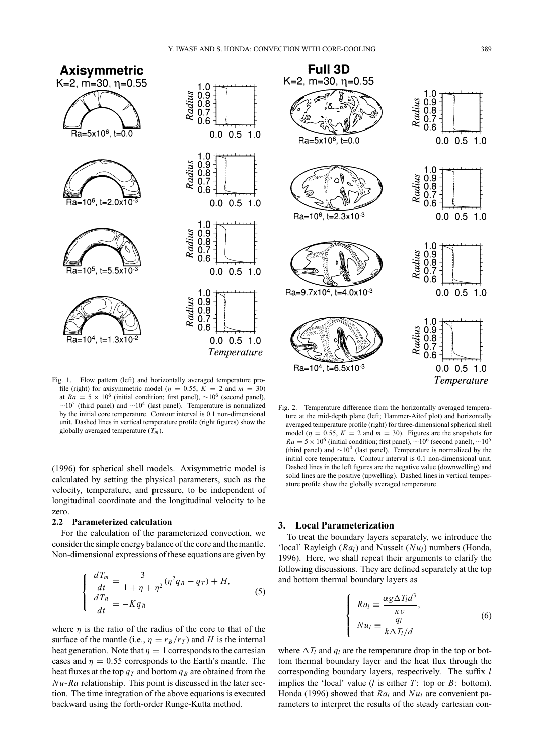Fig. 1. Flow pattern (left) and horizontally averaged temperature profile (right) for axisymmetric model ($\eta = 0.55$, $K = 2$ and $m = 30$) at $Ra = 5 \times 10^6$ (initial condition; first panel), $\sim 10^6$ (second panel), $\sim 10^5$ (third panel) and $\sim 10^4$ (last panel). Temperature is normalized by the initial core temperature. Contour interval is 0.1 non-dimensional unit. Dashed lines in vertical temperature profile (right figures) show the globally averaged temperature ($T_m$).

Fig. 2. Temperature difference from the horizontally averaged temperature at the mid-depth plane (left; Hammer-Aitof plot) and horizontally averaged temperature profile (right) for three-dimensional spherical shell model ($\eta = 0.55$, $K = 2$ and $m = 30$). Figures are the snapshots for $Ra = 5 \times 10^6$ (initial condition; first panel), $\sim 10^6$ (second panel), $\sim 10^5$ (third panel) and $\sim 10^4$ (last panel). Temperature is normalized by the initial core temperature. Contour interval is 0.1 non-dimensional unit. Dashed lines in the left figures are the negative value (downwelling) and solid lines are the positive (upwelling). Dashed lines in vertical temperature profile show the globally averaged temperature.

(1996) for spherical shell models. Axisymmetric model is calculated by setting the physical parameters, such as the velocity, temperature, and pressure, to be independent of longitudinal coordinate and the longitudinal velocity to be zero.

### 2.2 Parameterized calculation

For the calculation of the parameterized convection, we consider the simple energy balance of the core and the mantle. Non-dimensional expressions of these equations are given by

$$
\begin{cases}
\dfrac{dT_m}{dt} = \dfrac{3}{1+\eta+\eta^2}(\eta^2 q_B - q_T) + H, \\
\dfrac{dT_B}{dt} = -K q_B
\end{cases}
\tag{5}
$$

where $\eta$ is the ratio of the radius of the core to that of the surface of the mantle (i.e., $\eta = r_B/r_T$) and $H$ is the internal heat generation. Note that $\eta = 1$ corresponds to the cartesian cases and $\eta = 0.55$ corresponds to the Earth's mantle. The heat fluxes at the top $q_T$ and bottom $q_B$ are obtained from the $Nu$-$Ra$ relationship. This point is discussed in the later section. The time integration of the above equations is executed backward using the forth-order Runge-Kutta method.

## 3. Local Parameterization

To treat the boundary layers separately, we introduce the 'local' Rayleigh ($Ra_l$) and Nusselt ($Nu_l$) numbers (Honda, 1996). Here, we shall repeat their arguments to clarify the following discussions. They are defined separately at the top and bottom thermal boundary layers as

$$
\begin{cases}
Ra_l \equiv \dfrac{\alpha g \Delta T_l d^3}{\kappa \nu}, \\
Nu_l \equiv \dfrac{q_l}{k \Delta T_l / d}
\end{cases}
\tag{6}
$$

where $\Delta T_l$ and $q_l$ are the temperature drop in the top or bottom thermal boundary layer and the heat flux through the corresponding boundary layers, respectively. The suffix $l$ implies the 'local' value ($l$ is either $T$: top or $B$: bottom). Honda (1996) showed that $Ra_l$ and $Nu_l$ are convenient parameters to interpret the results of the steady cartesian con-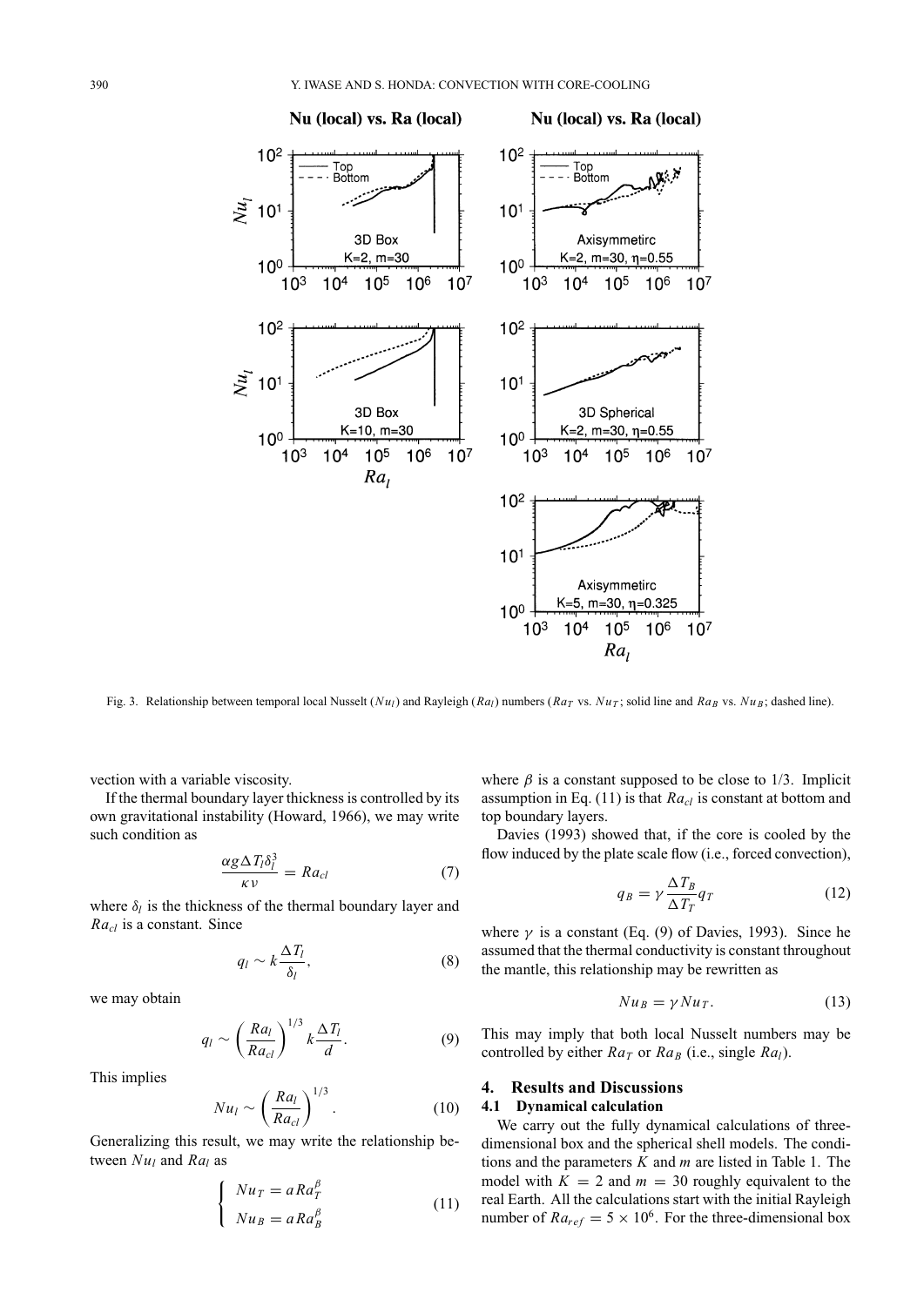Fig. 3. Relationship between temporal local Nusselt ($Nu_l$) and Rayleigh ($Ra_l$) numbers ($Ra_T$ vs. $Nu_T$; solid line and $Ra_B$ vs. $Nu_B$; dashed line).

vection with a variable viscosity.

If the thermal boundary layer thickness is controlled by its own gravitational instability (Howard, 1966), we may write such condition as

$$\frac{\alpha g \Delta T_l \delta_l^3}{\kappa \nu} = Ra_{cl} \tag{7}$$

where $\delta_l$ is the thickness of the thermal boundary layer and $Ra_{cl}$ is a constant. Since

$$q_l \sim k \frac{\Delta T_l}{\delta_l}, \tag{8}$$

we may obtain

$$q_l \sim \left( \frac{Ra_l}{Ra_{cl}} \right)^{1/3} k \frac{\Delta T_l}{d}. \tag{9}$$

This implies

$$Nu_l \sim \left( \frac{Ra_l}{Ra_{cl}} \right)^{1/3}. \tag{10}$$

Generalizing this result, we may write the relationship between $Nu_l$ and $Ra_l$ as

$$\begin{cases} Nu_T = a Ra_T^{\beta} \\ Nu_B = a Ra_B^{\beta} \end{cases} \tag{11}$$

where $\beta$ is a constant supposed to be close to 1/3. Implicit assumption in Eq. (11) is that $Ra_{cl}$ is constant at bottom and top boundary layers.

Davies (1993) showed that, if the core is cooled by the flow induced by the plate scale flow (i.e., forced convection),

$$q_B = \gamma \frac{\Delta T_B}{\Delta T_T} q_T \tag{12}$$

where $\gamma$ is a constant (Eq. (9) of Davies, 1993). Since he assumed that the thermal conductivity is constant throughout the mantle, this relationship may be rewritten as

$$Nu_B = \gamma Nu_T. \tag{13}$$

This may imply that both local Nusselt numbers may be controlled by either $Ra_T$ or $Ra_B$ (i.e., single $Ra_l$).

## 4. Results and Discussions

### 4.1 Dynamical calculation

We carry out the fully dynamical calculations of three-dimensional box and the spherical shell models. The conditions and the parameters $K$ and $m$ are listed in Table 1. The model with $K = 2$ and $m = 30$ roughly equivalent to the real Earth. All the calculations start with the initial Rayleigh number of $Ra_{ref} = 5 \times 10^6$. For the three-dimensional box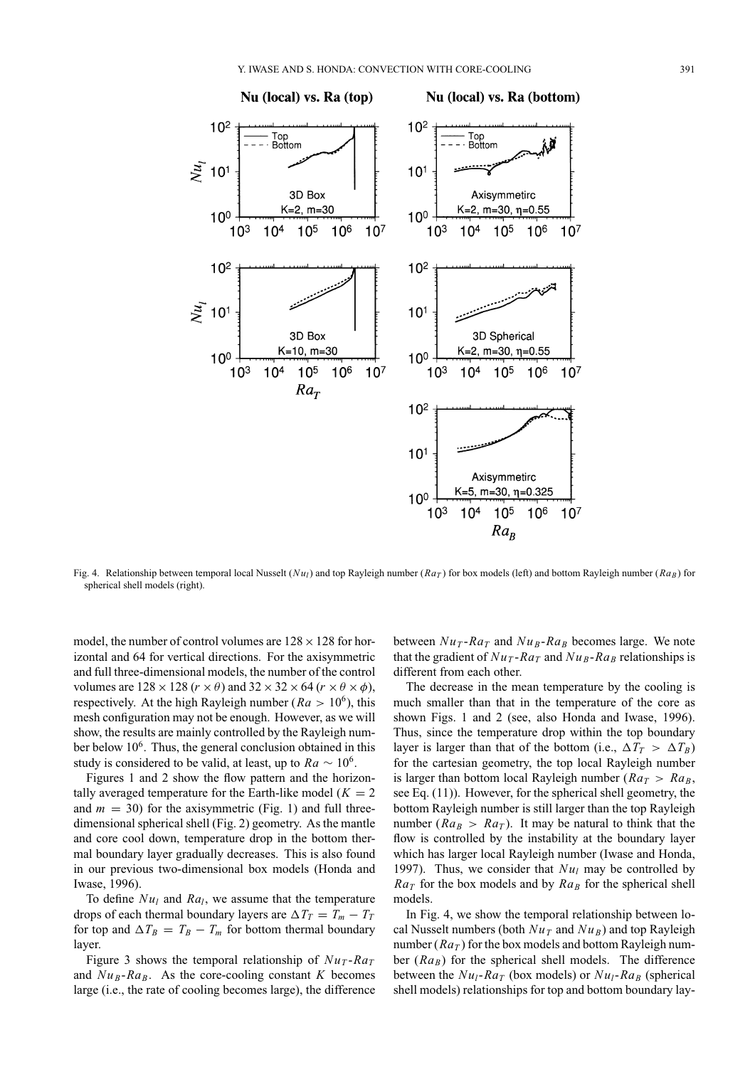Fig. 4. Relationship between temporal local Nusselt ($Nu_l$) and top Rayleigh number ($Ra_T$) for box models (left) and bottom Rayleigh number ($Ra_B$) for spherical shell models (right).

model, the number of control volumes are $128 \times 128$ for horizontal and 64 for vertical directions. For the axisymmetric and full three-dimensional models, the number of the control volumes are $128 \times 128$ ($r \times \theta$) and $32 \times 32 \times 64$ ($r \times \theta \times \phi$), respectively. At the high Rayleigh number ($Ra > 10^6$), this mesh configuration may not be enough. However, as we will show, the results are mainly controlled by the Rayleigh number below $10^6$. Thus, the general conclusion obtained in this study is considered to be valid, at least, up to $Ra \sim 10^6$.

Figures 1 and 2 show the flow pattern and the horizontally averaged temperature for the Earth-like model ($K = 2$ and $m = 30$) for the axisymmetric (Fig. 1) and full three-dimensional spherical shell (Fig. 2) geometry. As the mantle and core cool down, temperature drop in the bottom thermal boundary layer gradually decreases. This is also found in our previous two-dimensional box models (Honda and Iwase, 1996).

To define $Nu_l$ and $Ra_l$, we assume that the temperature drops of each thermal boundary layers are $\Delta T_T = T_m - T_T$ for top and $\Delta T_B = T_B - T_m$ for bottom thermal boundary layer.

Figure 3 shows the temporal relationship of $Nu_T$-$Ra_T$ and $Nu_B$-$Ra_B$. As the core-cooling constant $K$ becomes large (i.e., the rate of cooling becomes large), the difference between $Nu_T$-$Ra_T$ and $Nu_B$-$Ra_B$ becomes large. We note that the gradient of $Nu_T$-$Ra_T$ and $Nu_B$-$Ra_B$ relationships is different from each other.

The decrease in the mean temperature by the cooling is much smaller than that in the temperature of the core as shown Figs. 1 and 2 (see, also Honda and Iwase, 1996). Thus, since the temperature drop within the top boundary layer is larger than that of the bottom (i.e., $\Delta T_T > \Delta T_B$) for the cartesian geometry, the top local Rayleigh number is larger than bottom local Rayleigh number ($Ra_T > Ra_B$, see Eq. (11)). However, for the spherical shell geometry, the bottom Rayleigh number is still larger than the top Rayleigh number ($Ra_B > Ra_T$). It may be natural to think that the flow is controlled by the instability at the boundary layer which has larger local Rayleigh number (Iwase and Honda, 1997). Thus, we consider that $Nu_l$ may be controlled by $Ra_T$ for the box models and by $Ra_B$ for the spherical shell models.

In Fig. 4, we show the temporal relationship between local Nusselt numbers (both $Nu_T$ and $Nu_B$) and top Rayleigh number ($Ra_T$) for the box models and bottom Rayleigh number ($Ra_B$) for the spherical shell models. The difference between the $Nu_l$-$Ra_T$ (box models) or $Nu_l$-$Ra_B$ (spherical shell models) relationships for top and bottom boundary lay-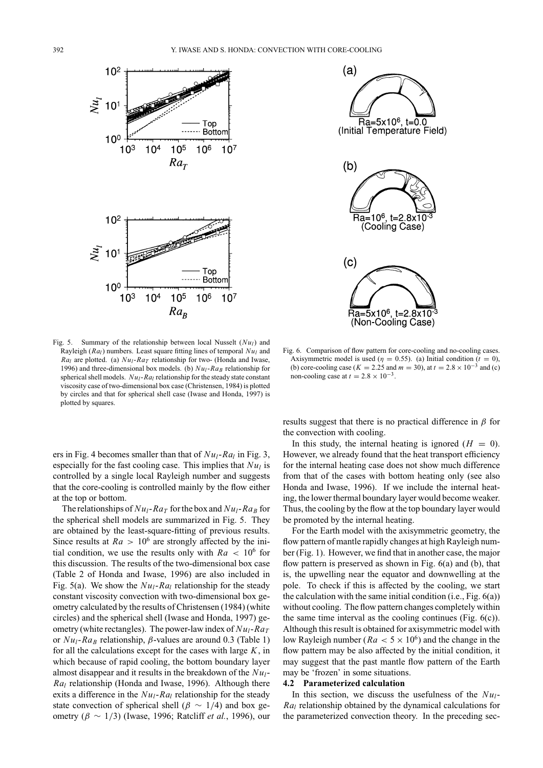Fig. 5. Summary of the relationship between local Nusselt ($Nu_l$) and Rayleigh ($Ra_l$) numbers. Least square fitting lines of temporal $Nu_l$ and $Ra_l$ are plotted. (a) $Nu_l$-$Ra_T$ relationship for two- (Honda and Iwase, 1996) and three-dimensional box models. (b) $Nu_l$-$Ra_B$ relationship for spherical shell models. $Nu_l$-$Ra_l$ relationship for the steady state constant viscosity case of two-dimensional box case (Christensen, 1984) is plotted by circles and that for spherical shell case (Iwase and Honda, 1997) is plotted by squares.

Fig. 6. Comparison of flow pattern for core-cooling and no-cooling cases. Axisymmetric model is used ($\eta = 0.55$). (a) Initial condition ($t = 0$), (b) core-cooling case ($K = 2.25$ and $m = 30$), at $t = 2.8 \times 10^{-3}$ and (c) non-cooling case at $t = 2.8 \times 10^{-3}$.

ers in Fig. 4 becomes smaller than that of $Nu_l$-$Ra_l$ in Fig. 3, especially for the fast cooling case. This implies that $Nu_l$ is controlled by a single local Rayleigh number and suggests that the core-cooling is controlled mainly by the flow either at the top or bottom.

The relationships of $Nu_l$-$Ra_T$ for the box and $Nu_l$-$Ra_B$ for the spherical shell models are summarized in Fig. 5. They are obtained by the least-square-fitting of previous results. Since results at $Ra > 10^6$ are strongly affected by the initial condition, we use the results only with $Ra < 10^6$ for this discussion. The results of the two-dimensional box case (Table 2 of Honda and Iwase, 1996) are also included in Fig. 5(a). We show the $Nu_l$-$Ra_l$ relationship for the steady constant viscosity convection with two-dimensional box geometry calculated by the results of Christensen (1984) (white circles) and the spherical shell (Iwase and Honda, 1997) geometry (white rectangles). The power-law index of $Nu_l$-$Ra_T$ or $Nu_l$-$Ra_B$ relationship, $\beta$-values are around 0.3 (Table 1) for all the calculations except for the cases with large $K$, in which because of rapid cooling, the bottom boundary layer almost disappear and it results in the breakdown of the $Nu_l$-$Ra_l$ relationship (Honda and Iwase, 1996). Although there exits a difference in the $Nu_l$-$Ra_l$ relationship for the steady state convection of spherical shell ($\beta \sim 1/4$) and box geometry ($\beta \sim 1/3$) (Iwase, 1996; Ratcliff *et al.*, 1996), our results suggest that there is no practical difference in $\beta$ for the convection with cooling.

In this study, the internal heating is ignored ($H = 0$). However, we already found that the heat transport efficiency for the internal heating case does not show much difference from that of the cases with bottom heating only (see also Honda and Iwase, 1996). If we include the internal heating, the lower thermal boundary layer would become weaker. Thus, the cooling by the flow at the top boundary layer would be promoted by the internal heating.

For the Earth model with the axisymmetric geometry, the flow pattern of mantle rapidly changes at high Rayleigh number (Fig. 1). However, we find that in another case, the major flow pattern is preserved as shown in Fig. 6(a) and (b), that is, the upwelling near the equator and downwelling at the pole. To check if this is affected by the cooling, we start the calculation with the same initial condition (i.e., Fig. 6(a)) without cooling. The flow pattern changes completely within the same time interval as the cooling continues (Fig. 6(c)). Although this result is obtained for axisymmetric model with low Rayleigh number ($Ra < 5 \times 10^6$) and the change in the flow pattern may be also affected by the initial condition, it may suggest that the past mantle flow pattern of the Earth may be 'frozen' in some situations.

### 4.2 Parameterized calculation

In this section, we discuss the usefulness of the $Nu_l$-$Ra_l$ relationship obtained by the dynamical calculations for the parameterized convection theory. In the preceding sec-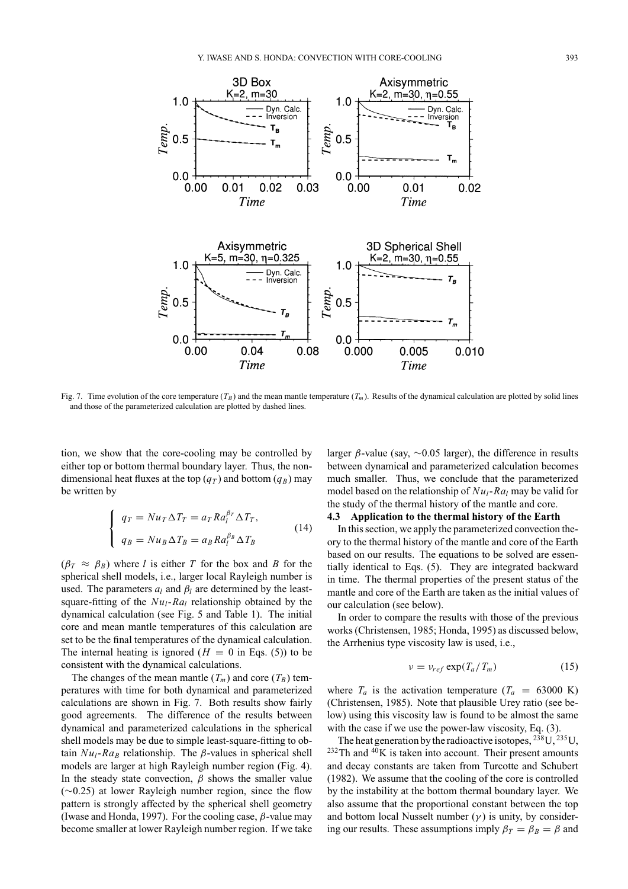Fig. 7. Time evolution of the core temperature ($T_B$) and the mean mantle temperature ($T_m$). Results of the dynamical calculation are plotted by solid lines and those of the parameterized calculation are plotted by dashed lines.

tion, we show that the core-cooling may be controlled by either top or bottom thermal boundary layer. Thus, the non-dimensional heat fluxes at the top ($q_T$) and bottom ($q_B$) may be written by

$$
\begin{cases}
q_T = Nu_T \Delta T_T = a_T Ra_l^{\beta_T} \Delta T_T, \\
q_B = Nu_B \Delta T_B = a_B Ra_l^{\beta_B} \Delta T_B
\end{cases}
\tag{14}
$$

($\beta_T \approx \beta_B$) where $l$ is either $T$ for the box and $B$ for the spherical shell models, i.e., larger local Rayleigh number is used. The parameters $a_l$ and $\beta_l$ are determined by the least-square-fitting of the $Nu_l$-$Ra_l$ relationship obtained by the dynamical calculation (see Fig. 5 and Table 1). The initial core and mean mantle temperatures of this calculation are set to be the final temperatures of the dynamical calculation. The internal heating is ignored ($H = 0$ in Eqs. (5)) to be consistent with the dynamical calculations.

The changes of the mean mantle ($T_m$) and core ($T_B$) temperatures with time for both dynamical and parameterized calculations are shown in Fig. 7. Both results show fairly good agreements. The difference of the results between dynamical and parameterized calculations in the spherical shell models may be due to simple least-square-fitting to obtain $Nu_l$-$Ra_B$ relationship. The $\beta$-values in spherical shell models are larger at high Rayleigh number region (Fig. 4). In the steady state convection, $\beta$ shows the smaller value ($\sim$0.25) at lower Rayleigh number region, since the flow pattern is strongly affected by the spherical shell geometry (Iwase and Honda, 1997). For the cooling case, $\beta$-value may become smaller at lower Rayleigh number region. If we take larger $\beta$-value (say, $\sim$0.05 larger), the difference in results between dynamical and parameterized calculation becomes much smaller. Thus, we conclude that the parameterized model based on the relationship of $Nu_l$-$Ra_l$ may be valid for the study of the thermal history of the mantle and core.

### 4.3 Application to the thermal history of the Earth

In this section, we apply the parameterized convection theory to the thermal history of the mantle and core of the Earth based on our results. The equations to be solved are essentially identical to Eqs. (5). They are integrated backward in time. The thermal properties of the present status of the mantle and core of the Earth are taken as the initial values of our calculation (see below).

In order to compare the results with those of the previous works (Christensen, 1985; Honda, 1995) as discussed below, the Arrhenius type viscosity law is used, i.e.,

$$
\nu = \nu_{ref} \exp(T_a / T_m) \tag{15}
$$

where $T_a$ is the activation temperature ($T_a = 63000$ K) (Christensen, 1985). Note that plausible Urey ratio (see below) using this viscosity law is found to be almost the same with the case if we use the power-law viscosity, Eq. (3).

The heat generation by the radioactive isotopes, $^{238}U$, $^{235}U$, $^{232}Th$ and $^{40}K$ is taken into account. Their present amounts and decay constants are taken from Turcotte and Schubert (1982). We assume that the cooling of the core is controlled by the instability at the bottom thermal boundary layer. We also assume that the proportional constant between the top and bottom local Nusselt number ($\gamma$) is unity, by considering our results. These assumptions imply $\beta_T = \beta_B = \beta$ and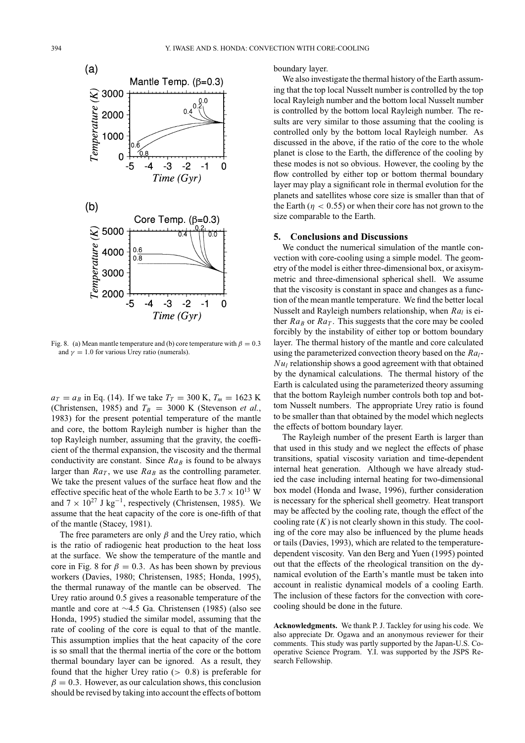Fig. 8. (a) Mean mantle temperature and (b) core temperature with $\beta = 0.3$ and $\gamma = 1.0$ for various Urey ratio (numerals).

$a_T = a_B$ in Eq. (14). If we take $T_T = 300$ K, $T_m = 1623$ K (Christensen, 1985) and $T_B = 3000$ K (Stevenson *et al.*, 1983) for the present potential temperature of the mantle and core, the bottom Rayleigh number is higher than the top Rayleigh number, assuming that the gravity, the coefficient of the thermal expansion, the viscosity and the thermal conductivity are constant. Since $Ra_B$ is found to be always larger than $Ra_T$, we use $Ra_B$ as the controlling parameter. We take the present values of the surface heat flow and the effective specific heat of the whole Earth to be $3.7 \times 10^{13}$ W and $7 \times 10^{27}$ J kg$^{-1}$, respectively (Christensen, 1985). We assume that the heat capacity of the core is one-fifth of that of the mantle (Stacey, 1981).

The free parameters are only $\beta$ and the Urey ratio, which is the ratio of radiogenic heat production to the heat loss at the surface. We show the temperature of the mantle and core in Fig. 8 for $\beta = 0.3$. As has been shown by previous workers (Davies, 1980; Christensen, 1985; Honda, 1995), the thermal runaway of the mantle can be observed. The Urey ratio around 0.5 gives a reasonable temperature of the mantle and core at ~4.5 Ga. Christensen (1985) (also see Honda, 1995) studied the similar model, assuming that the rate of cooling of the core is equal to that of the mantle. This assumption implies that the heat capacity of the core is so small that the thermal inertia of the core or the bottom thermal boundary layer can be ignored. As a result, they found that the higher Urey ratio ($> 0.8$) is preferable for $\beta = 0.3$. However, as our calculation shows, this conclusion should be revised by taking into account the effects of bottom boundary layer.

We also investigate the thermal history of the Earth assuming that the top local Nusselt number is controlled by the top local Rayleigh number and the bottom local Nusselt number is controlled by the bottom local Rayleigh number. The results are very similar to those assuming that the cooling is controlled only by the bottom local Rayleigh number. As discussed in the above, if the ratio of the core to the whole planet is close to the Earth, the difference of the cooling by these modes is not so obvious. However, the cooling by the flow controlled by either top or bottom thermal boundary layer may play a significant role in thermal evolution for the planets and satellites whose core size is smaller than that of the Earth ($\eta < 0.55$) or when their core has not grown to the size comparable to the Earth.

## 5. Conclusions and Discussions

We conduct the numerical simulation of the mantle convection with core-cooling using a simple model. The geometry of the model is either three-dimensional box, or axisymmetric and three-dimensional spherical shell. We assume that the viscosity is constant in space and changes as a function of the mean mantle temperature. We find the better local Nusselt and Rayleigh numbers relationship, when $Ra_l$ is either $Ra_B$ or $Ra_T$. This suggests that the core may be cooled forcibly by the instability of either top or bottom boundary layer. The thermal history of the mantle and core calculated using the parameterized convection theory based on the $Ra_l$-$Nu_l$ relationship shows a good agreement with that obtained by the dynamical calculations. The thermal history of the Earth is calculated using the parameterized theory assuming that the bottom Rayleigh number controls both top and bottom Nusselt numbers. The appropriate Urey ratio is found to be smaller than that obtained by the model which neglects the effects of bottom boundary layer.

The Rayleigh number of the present Earth is larger than that used in this study and we neglect the effects of phase transitions, spatial viscosity variation and time-dependent internal heat generation. Although we have already studied the case including internal heating for two-dimensional box model (Honda and Iwase, 1996), further consideration is necessary for the spherical shell geometry. Heat transport may be affected by the cooling rate, though the effect of the cooling rate ($K$) is not clearly shown in this study. The cooling of the core may also be influenced by the plume heads or tails (Davies, 1993), which are related to the temperature-dependent viscosity. Van den Berg and Yuen (1995) pointed out that the effects of the rheological transition on the dynamical evolution of the Earth's mantle must be taken into account in realistic dynamical models of a cooling Earth. The inclusion of these factors for the convection with core-cooling should be done in the future.

**Acknowledgments.** We thank P. J. Tackley for using his code. We also appreciate Dr. Ogawa and an anonymous reviewer for their comments. This study was partly supported by the Japan-U.S. Cooperative Science Program. Y.I. was supported by the JSPS Research Fellowship.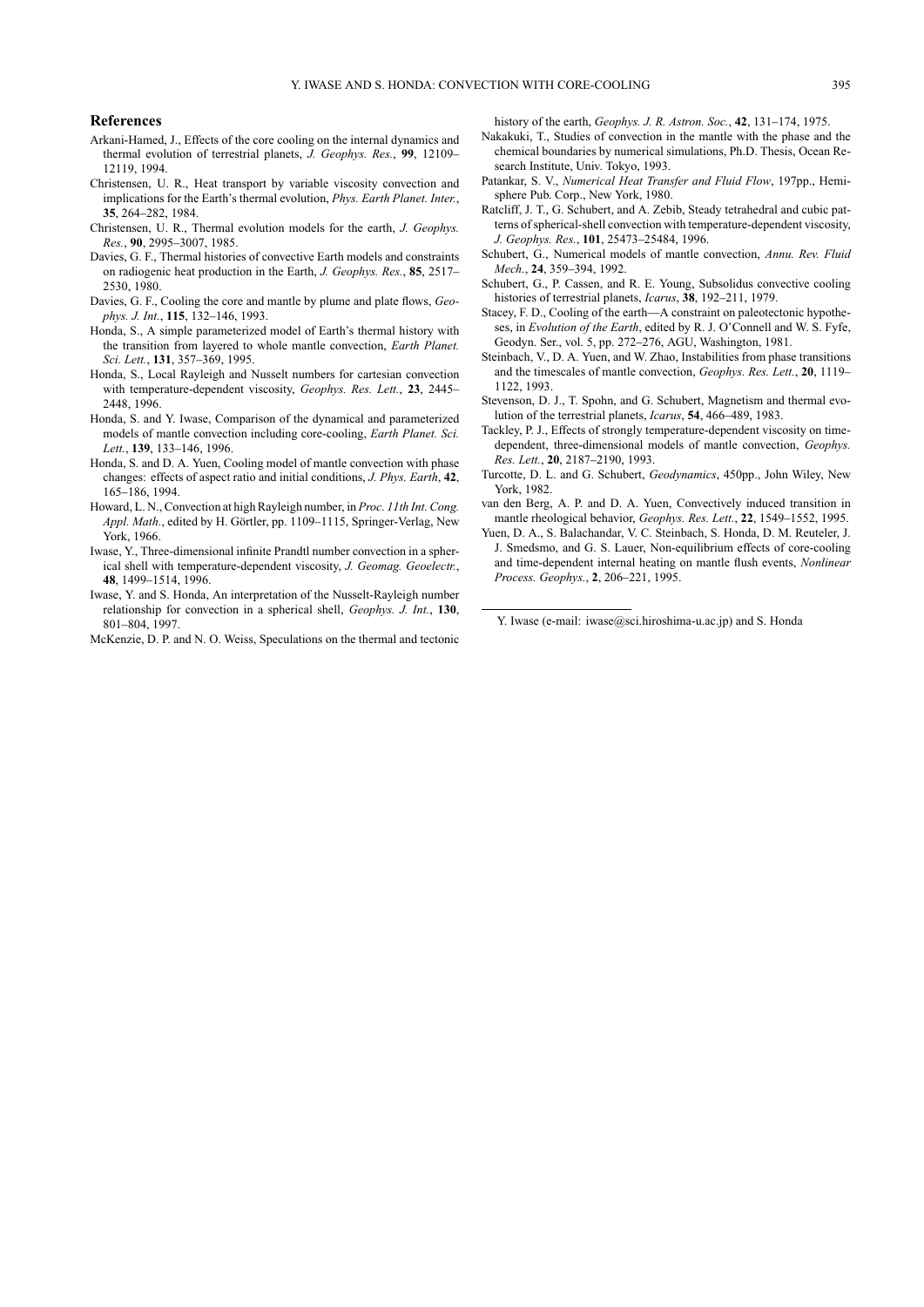## References

Arkani-Hamed, J., Effects of the core cooling on the internal dynamics and thermal evolution of terrestrial planets, *J. Geophys. Res.*, **99**, 12109–12119, 1994.

Christensen, U. R., Heat transport by variable viscosity convection and implications for the Earth's thermal evolution, *Phys. Earth Planet. Inter.*, **35**, 264–282, 1984.

Christensen, U. R., Thermal evolution models for the earth, *J. Geophys. Res.*, **90**, 2995–3007, 1985.

Davies, G. F., Thermal histories of convective Earth models and constraints on radiogenic heat production in the Earth, *J. Geophys. Res.*, **85**, 2517–2530, 1980.

Davies, G. F., Cooling the core and mantle by plume and plate flows, *Geophys. J. Int.*, **115**, 132–146, 1993.

Honda, S., A simple parameterized model of Earth's thermal history with the transition from layered to whole mantle convection, *Earth Planet. Sci. Lett.*, **131**, 357–369, 1995.

Honda, S., Local Rayleigh and Nusselt numbers for cartesian convection with temperature-dependent viscosity, *Geophys. Res. Lett.*, **23**, 2445–2448, 1996.

Honda, S. and Y. Iwase, Comparison of the dynamical and parameterized models of mantle convection including core-cooling, *Earth Planet. Sci. Lett.*, **139**, 133–146, 1996.

Honda, S. and D. A. Yuen, Cooling model of mantle convection with phase changes: effects of aspect ratio and initial conditions, *J. Phys. Earth*, **42**, 165–186, 1994.

Howard, L. N., Convection at high Rayleigh number, in *Proc. 11th Int. Cong. Appl. Math.*, edited by H. Görtler, pp. 1109–1115, Springer-Verlag, New York, 1966.

Iwase, Y., Three-dimensional infinite Prandtl number convection in a spherical shell with temperature-dependent viscosity, *J. Geomag. Geoelectr.*, **48**, 1499–1514, 1996.

Iwase, Y. and S. Honda, An interpretation of the Nusselt-Rayleigh number relationship for convection in a spherical shell, *Geophys. J. Int.*, **130**, 801–804, 1997.

McKenzie, D. P. and N. O. Weiss, Speculations on the thermal and tectonic history of the earth, *Geophys. J. R. Astron. Soc.*, **42**, 131–174, 1975.

Nakakuki, T., Studies of convection in the mantle with the phase and the chemical boundaries by numerical simulations, Ph.D. Thesis, Ocean Research Institute, Univ. Tokyo, 1993.

Patankar, S. V., *Numerical Heat Transfer and Fluid Flow*, 197pp., Hemisphere Pub. Corp., New York, 1980.

Ratcliff, J. T., G. Schubert, and A. Zebib, Steady tetrahedral and cubic patterns of spherical-shell convection with temperature-dependent viscosity, *J. Geophys. Res.*, **101**, 25473–25484, 1996.

Schubert, G., Numerical models of mantle convection, *Annu. Rev. Fluid Mech.*, **24**, 359–394, 1992.

Schubert, G., P. Cassen, and R. E. Young, Subsolidus convective cooling histories of terrestrial planets, *Icarus*, **38**, 192–211, 1979.

Stacey, F. D., Cooling of the earth—A constraint on paleotectonic hypotheses, in *Evolution of the Earth*, edited by R. J. O'Connell and W. S. Fyfe, Geodyn. Ser., vol. 5, pp. 272–276, AGU, Washington, 1981.

Steinbach, V., D. A. Yuen, and W. Zhao, Instabilities from phase transitions and the timescales of mantle convection, *Geophys. Res. Lett.*, **20**, 1119–1122, 1993.

Stevenson, D. J., T. Spohn, and G. Schubert, Magnetism and thermal evolution of the terrestrial planets, *Icarus*, **54**, 466–489, 1983.

Tackley, P. J., Effects of strongly temperature-dependent viscosity on time-dependent, three-dimensional models of mantle convection, *Geophys. Res. Lett.*, **20**, 2187–2190, 1993.

Turcotte, D. L. and G. Schubert, *Geodynamics*, 450pp., John Wiley, New York, 1982.

van den Berg, A. P. and D. A. Yuen, Convectively induced transition in mantle rheological behavior, *Geophys. Res. Lett.*, **22**, 1549–1552, 1995.

Yuen, D. A., S. Balachandar, V. C. Steinbach, S. Honda, D. M. Reuteler, J. J. Smedsmo, and G. S. Lauer, Non-equilibrium effects of core-cooling and time-dependent internal heating on mantle flush events, *Nonlinear Process. Geophys.*, **2**, 206–221, 1995.

---

Y. Iwase (e-mail: iwase@sci.hiroshima-u.ac.jp) and S. Honda